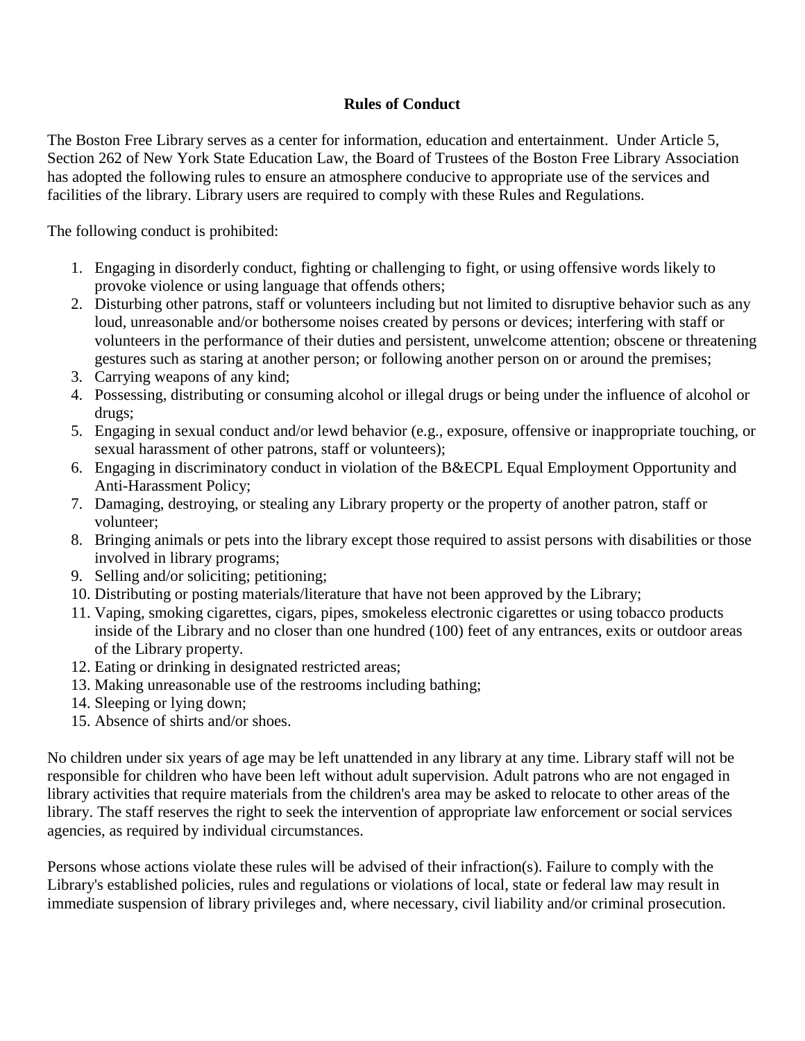**Rules of Conduct**

The Boston Free Library serves as a center for information, education and entertainment. Under Article 5, Section 262 of New York State Education Law, the Board of Trustees of the Boston Free Library Association has adopted the following rules to ensure an atmosphere conducive to appropriate use of the services and facilities of the library. Library users are required to comply with these Rules and Regulations.

The following conduct is prohibited:

1. Engaging in disorderly conduct, fighting or challenging to fight, or using offensive words likely to provoke violence or using language that offends others;
2. Disturbing other patrons, staff or volunteers including but not limited to disruptive behavior such as any loud, unreasonable and/or bothersome noises created by persons or devices; interfering with staff or volunteers in the performance of their duties and persistent, unwelcome attention; obscene or threatening gestures such as staring at another person; or following another person on or around the premises;
3. Carrying weapons of any kind;
4. Possessing, distributing or consuming alcohol or illegal drugs or being under the influence of alcohol or drugs;
5. Engaging in sexual conduct and/or lewd behavior (e.g., exposure, offensive or inappropriate touching, or sexual harassment of other patrons, staff or volunteers);
6. Engaging in discriminatory conduct in violation of the B&ECPL Equal Employment Opportunity and Anti-Harassment Policy;
7. Damaging, destroying, or stealing any Library property or the property of another patron, staff or volunteer;
8. Bringing animals or pets into the library except those required to assist persons with disabilities or those involved in library programs;
9. Selling and/or soliciting; petitioning;
10. Distributing or posting materials/literature that have not been approved by the Library;
11. Vaping, smoking cigarettes, cigars, pipes, smokeless electronic cigarettes or using tobacco products inside of the Library and no closer than one hundred (100) feet of any entrances, exits or outdoor areas of the Library property.
12. Eating or drinking in designated restricted areas;
13. Making unreasonable use of the restrooms including bathing;
14. Sleeping or lying down;
15. Absence of shirts and/or shoes.

No children under six years of age may be left unattended in any library at any time. Library staff will not be responsible for children who have been left without adult supervision. Adult patrons who are not engaged in library activities that require materials from the children's area may be asked to relocate to other areas of the library. The staff reserves the right to seek the intervention of appropriate law enforcement or social services agencies, as required by individual circumstances.

Persons whose actions violate these rules will be advised of their infraction(s). Failure to comply with the Library's established policies, rules and regulations or violations of local, state or federal law may result in immediate suspension of library privileges and, where necessary, civil liability and/or criminal prosecution.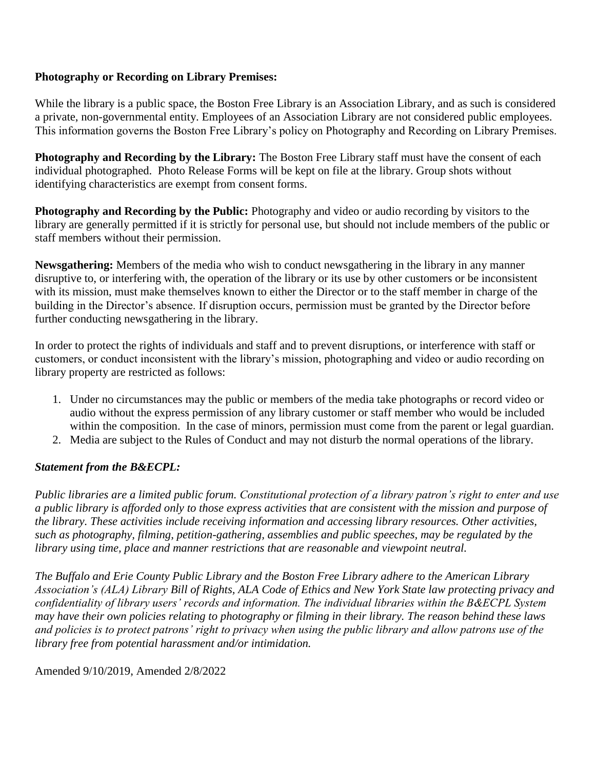**Photography or Recording on Library Premises:**

While the library is a public space, the Boston Free Library is an Association Library, and as such is considered a private, non-governmental entity. Employees of an Association Library are not considered public employees. This information governs the Boston Free Library's policy on Photography and Recording on Library Premises.

**Photography and Recording by the Library:** The Boston Free Library staff must have the consent of each individual photographed. Photo Release Forms will be kept on file at the library. Group shots without identifying characteristics are exempt from consent forms.

**Photography and Recording by the Public:** Photography and video or audio recording by visitors to the library are generally permitted if it is strictly for personal use, but should not include members of the public or staff members without their permission.

**Newsgathering:** Members of the media who wish to conduct newsgathering in the library in any manner disruptive to, or interfering with, the operation of the library or its use by other customers or be inconsistent with its mission, must make themselves known to either the Director or to the staff member in charge of the building in the Director's absence. If disruption occurs, permission must be granted by the Director before further conducting newsgathering in the library.

In order to protect the rights of individuals and staff and to prevent disruptions, or interference with staff or customers, or conduct inconsistent with the library's mission, photographing and video or audio recording on library property are restricted as follows:

1. Under no circumstances may the public or members of the media take photographs or record video or audio without the express permission of any library customer or staff member who would be included within the composition. In the case of minors, permission must come from the parent or legal guardian.
2. Media are subject to the Rules of Conduct and may not disturb the normal operations of the library.

***Statement from the B&ECPL:***

*Public libraries are a limited public forum. Constitutional protection of a library patron's right to enter and use a public library is afforded only to those express activities that are consistent with the mission and purpose of the library. These activities include receiving information and accessing library resources. Other activities, such as photography, filming, petition-gathering, assemblies and public speeches, may be regulated by the library using time, place and manner restrictions that are reasonable and viewpoint neutral.*

*The Buffalo and Erie County Public Library and the Boston Free Library adhere to the American Library Association's (ALA) Library Bill of Rights, ALA Code of Ethics and New York State law protecting privacy and confidentiality of library users' records and information. The individual libraries within the B&ECPL System may have their own policies relating to photography or filming in their library. The reason behind these laws and policies is to protect patrons' right to privacy when using the public library and allow patrons use of the library free from potential harassment and/or intimidation.*

Amended 9/10/2019, Amended 2/8/2022